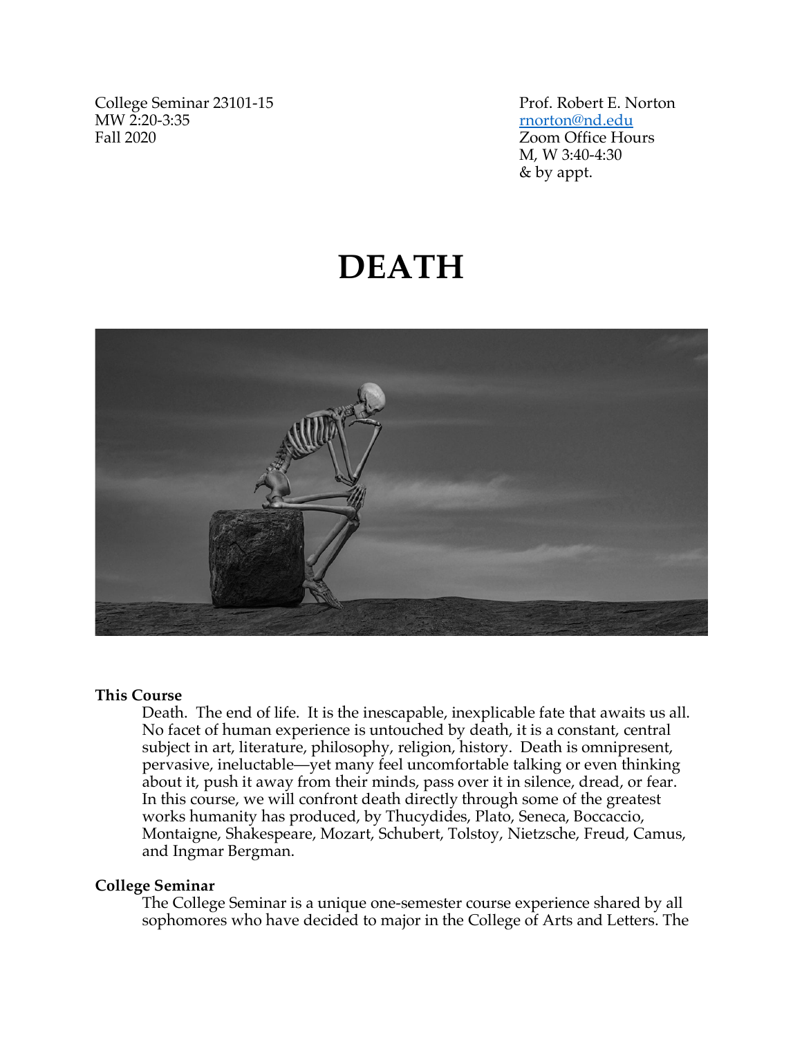College Seminar 23101-15
MW 2:20-3:35
Fall 2020

Prof. Robert E. Norton
rnorton@nd.edu
Zoom Office Hours
M, W 3:40-4:30
& by appt.

# DEATH

**This Course**

Death. The end of life. It is the inescapable, inexplicable fate that awaits us all. No facet of human experience is untouched by death, it is a constant, central subject in art, literature, philosophy, religion, history. Death is omnipresent, pervasive, ineluctable—yet many feel uncomfortable talking or even thinking about it, push it away from their minds, pass over it in silence, dread, or fear. In this course, we will confront death directly through some of the greatest works humanity has produced, by Thucydides, Plato, Seneca, Boccaccio, Montaigne, Shakespeare, Mozart, Schubert, Tolstoy, Nietzsche, Freud, Camus, and Ingmar Bergman.

**College Seminar**

The College Seminar is a unique one-semester course experience shared by all sophomores who have decided to major in the College of Arts and Letters. The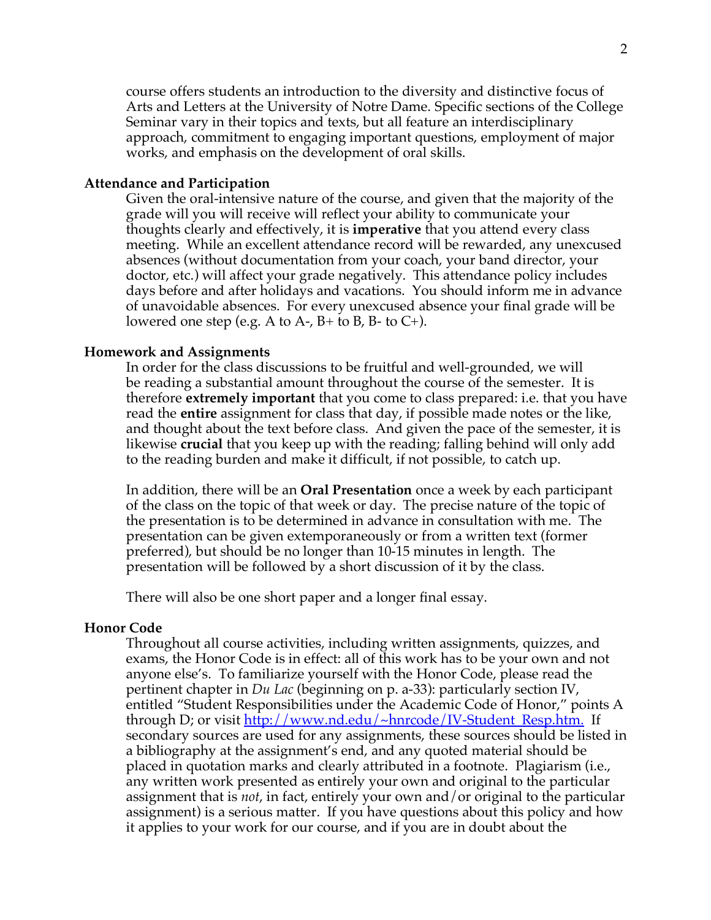course offers students an introduction to the diversity and distinctive focus of Arts and Letters at the University of Notre Dame. Specific sections of the College Seminar vary in their topics and texts, but all feature an interdisciplinary approach, commitment to engaging important questions, employment of major works, and emphasis on the development of oral skills.

**Attendance and Participation**

Given the oral-intensive nature of the course, and given that the majority of the grade will you will receive will reflect your ability to communicate your thoughts clearly and effectively, it is **imperative** that you attend every class meeting. While an excellent attendance record will be rewarded, any unexcused absences (without documentation from your coach, your band director, your doctor, etc.) will affect your grade negatively. This attendance policy includes days before and after holidays and vacations. You should inform me in advance of unavoidable absences. For every unexcused absence your final grade will be lowered one step (e.g. A to A-, B+ to B, B- to C+).

**Homework and Assignments**

In order for the class discussions to be fruitful and well-grounded, we will be reading a substantial amount throughout the course of the semester. It is therefore **extremely important** that you come to class prepared: i.e. that you have read the **entire** assignment for class that day, if possible made notes or the like, and thought about the text before class. And given the pace of the semester, it is likewise **crucial** that you keep up with the reading; falling behind will only add to the reading burden and make it difficult, if not possible, to catch up.

In addition, there will be an **Oral Presentation** once a week by each participant of the class on the topic of that week or day. The precise nature of the topic of the presentation is to be determined in advance in consultation with me. The presentation can be given extemporaneously or from a written text (former preferred), but should be no longer than 10-15 minutes in length. The presentation will be followed by a short discussion of it by the class.

There will also be one short paper and a longer final essay.

**Honor Code**

Throughout all course activities, including written assignments, quizzes, and exams, the Honor Code is in effect: all of this work has to be your own and not anyone else's. To familiarize yourself with the Honor Code, please read the pertinent chapter in *Du Lac* (beginning on p. a-33): particularly section IV, entitled "Student Responsibilities under the Academic Code of Honor," points A through D; or visit http://www.nd.edu/~hnrcode/IV-Student_Resp.htm. If secondary sources are used for any assignments, these sources should be listed in a bibliography at the assignment's end, and any quoted material should be placed in quotation marks and clearly attributed in a footnote. Plagiarism (i.e., any written work presented as entirely your own and original to the particular assignment that is *not*, in fact, entirely your own and/or original to the particular assignment) is a serious matter. If you have questions about this policy and how it applies to your work for our course, and if you are in doubt about the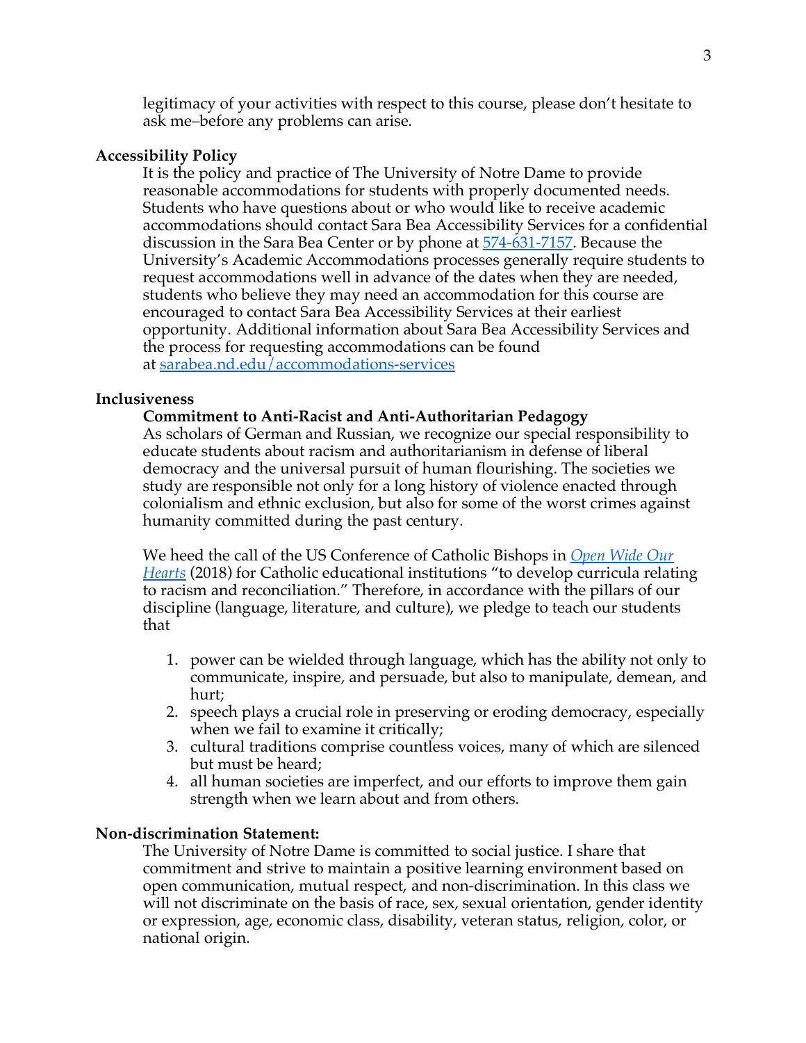legitimacy of your activities with respect to this course, please don't hesitate to ask me–before any problems can arise.

**Accessibility Policy**

It is the policy and practice of The University of Notre Dame to provide reasonable accommodations for students with properly documented needs. Students who have questions about or who would like to receive academic accommodations should contact Sara Bea Accessibility Services for a confidential discussion in the Sara Bea Center or by phone at [574-631-7157](tel:574-631-7157). Because the University's Academic Accommodations processes generally require students to request accommodations well in advance of the dates when they are needed, students who believe they may need an accommodation for this course are encouraged to contact Sara Bea Accessibility Services at their earliest opportunity. Additional information about Sara Bea Accessibility Services and the process for requesting accommodations can be found at [sarabea.nd.edu/accommodations-services](https://sarabea.nd.edu/accommodations-services)

**Inclusiveness**

**Commitment to Anti-Racist and Anti-Authoritarian Pedagogy**

As scholars of German and Russian, we recognize our special responsibility to educate students about racism and authoritarianism in defense of liberal democracy and the universal pursuit of human flourishing. The societies we study are responsible not only for a long history of violence enacted through colonialism and ethnic exclusion, but also for some of the worst crimes against humanity committed during the past century.

We heed the call of the US Conference of Catholic Bishops in *Open Wide Our Hearts* (2018) for Catholic educational institutions "to develop curricula relating to racism and reconciliation." Therefore, in accordance with the pillars of our discipline (language, literature, and culture), we pledge to teach our students that

1. power can be wielded through language, which has the ability not only to communicate, inspire, and persuade, but also to manipulate, demean, and hurt;
2. speech plays a crucial role in preserving or eroding democracy, especially when we fail to examine it critically;
3. cultural traditions comprise countless voices, many of which are silenced but must be heard;
4. all human societies are imperfect, and our efforts to improve them gain strength when we learn about and from others.

**Non-discrimination Statement:**

The University of Notre Dame is committed to social justice. I share that commitment and strive to maintain a positive learning environment based on open communication, mutual respect, and non-discrimination. In this class we will not discriminate on the basis of race, sex, sexual orientation, gender identity or expression, age, economic class, disability, veteran status, religion, color, or national origin.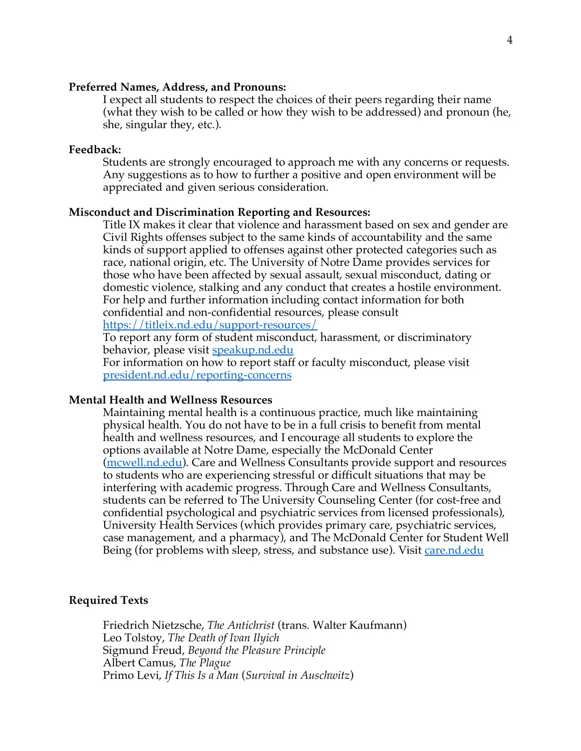**Preferred Names, Address, and Pronouns:**

I expect all students to respect the choices of their peers regarding their name (what they wish to be called or how they wish to be addressed) and pronoun (he, she, singular they, etc.).

**Feedback:**

Students are strongly encouraged to approach me with any concerns or requests. Any suggestions as to how to further a positive and open environment will be appreciated and given serious consideration.

**Misconduct and Discrimination Reporting and Resources:**

Title IX makes it clear that violence and harassment based on sex and gender are Civil Rights offenses subject to the same kinds of accountability and the same kinds of support applied to offenses against other protected categories such as race, national origin, etc. The University of Notre Dame provides services for those who have been affected by sexual assault, sexual misconduct, dating or domestic violence, stalking and any conduct that creates a hostile environment. For help and further information including contact information for both confidential and non-confidential resources, please consult [https://titleix.nd.edu/support-resources/](https://titleix.nd.edu/support-resources/)
To report any form of student misconduct, harassment, or discriminatory behavior, please visit [speakup.nd.edu](speakup.nd.edu)
For information on how to report staff or faculty misconduct, please visit [president.nd.edu/reporting-concerns](president.nd.edu/reporting-concerns)

**Mental Health and Wellness Resources**

Maintaining mental health is a continuous practice, much like maintaining physical health. You do not have to be in a full crisis to benefit from mental health and wellness resources, and I encourage all students to explore the options available at Notre Dame, especially the McDonald Center ([mcwell.nd.edu](mcwell.nd.edu)). Care and Wellness Consultants provide support and resources to students who are experiencing stressful or difficult situations that may be interfering with academic progress. Through Care and Wellness Consultants, students can be referred to The University Counseling Center (for cost-free and confidential psychological and psychiatric services from licensed professionals), University Health Services (which provides primary care, psychiatric services, case management, and a pharmacy), and The McDonald Center for Student Well Being (for problems with sleep, stress, and substance use). Visit [care.nd.edu](care.nd.edu)

**Required Texts**

Friedrich Nietzsche, *The Antichrist* (trans. Walter Kaufmann)
Leo Tolstoy, *The Death of Ivan Ilyich*
Sigmund Freud, *Beyond the Pleasure Principle*
Albert Camus, *The Plague*
Primo Levi, *If This Is a Man* (*Survival in Auschwitz*)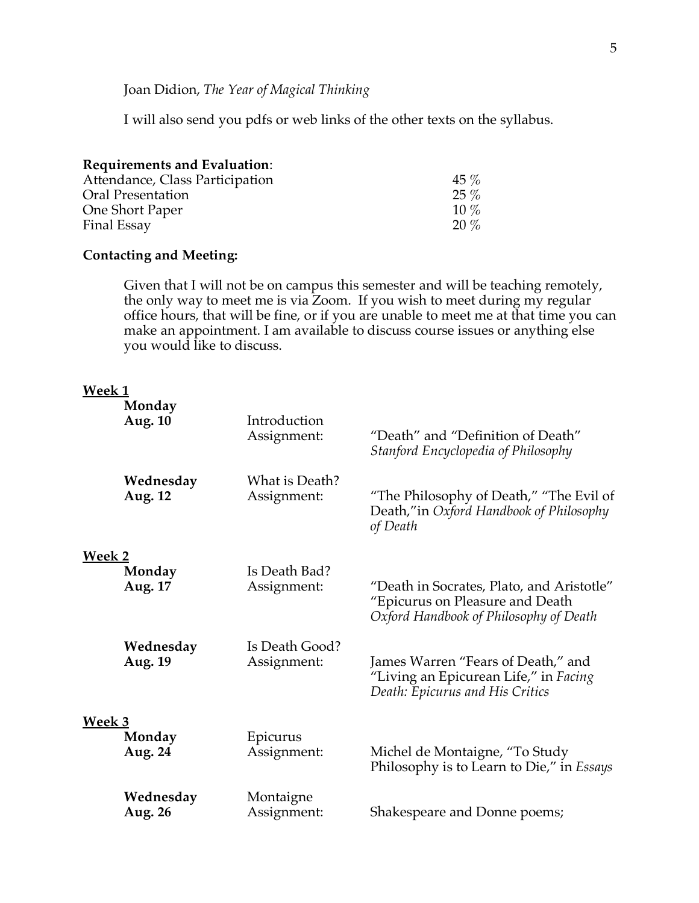Joan Didion, *The Year of Magical Thinking*

I will also send you pdfs or web links of the other texts on the syllabus.

**Requirements and Evaluation**:

| | |
|---|---|
| Attendance, Class Participation | 45 % |
| Oral Presentation | 25 % |
| One Short Paper | 10 % |
| Final Essay | 20 % |

**Contacting and Meeting:**

Given that I will not be on campus this semester and will be teaching remotely, the only way to meet me is via Zoom. If you wish to meet during my regular office hours, that will be fine, or if you are unable to meet me at that time you can make an appointment. I am available to discuss course issues or anything else you would like to discuss.

**Week 1**

| | | |
|---|---|---|
| **Monday Aug. 10** | Introduction Assignment: | "Death" and "Definition of Death" *Stanford Encyclopedia of Philosophy* |
| **Wednesday Aug. 12** | What is Death? Assignment: | "The Philosophy of Death," "The Evil of Death,"in *Oxford Handbook of Philosophy of Death* |

**Week 2**

| | | |
|---|---|---|
| **Monday Aug. 17** | Is Death Bad? Assignment: | "Death in Socrates, Plato, and Aristotle" "Epicurus on Pleasure and Death *Oxford Handbook of Philosophy of Death* |
| **Wednesday Aug. 19** | Is Death Good? Assignment: | James Warren "Fears of Death," and "Living an Epicurean Life," in *Facing Death: Epicurus and His Critics* |

**Week 3**

| | | |
|---|---|---|
| **Monday Aug. 24** | Epicurus Assignment: | Michel de Montaigne, "To Study Philosophy is to Learn to Die," in *Essays* |
| **Wednesday Aug. 26** | Montaigne Assignment: | Shakespeare and Donne poems; |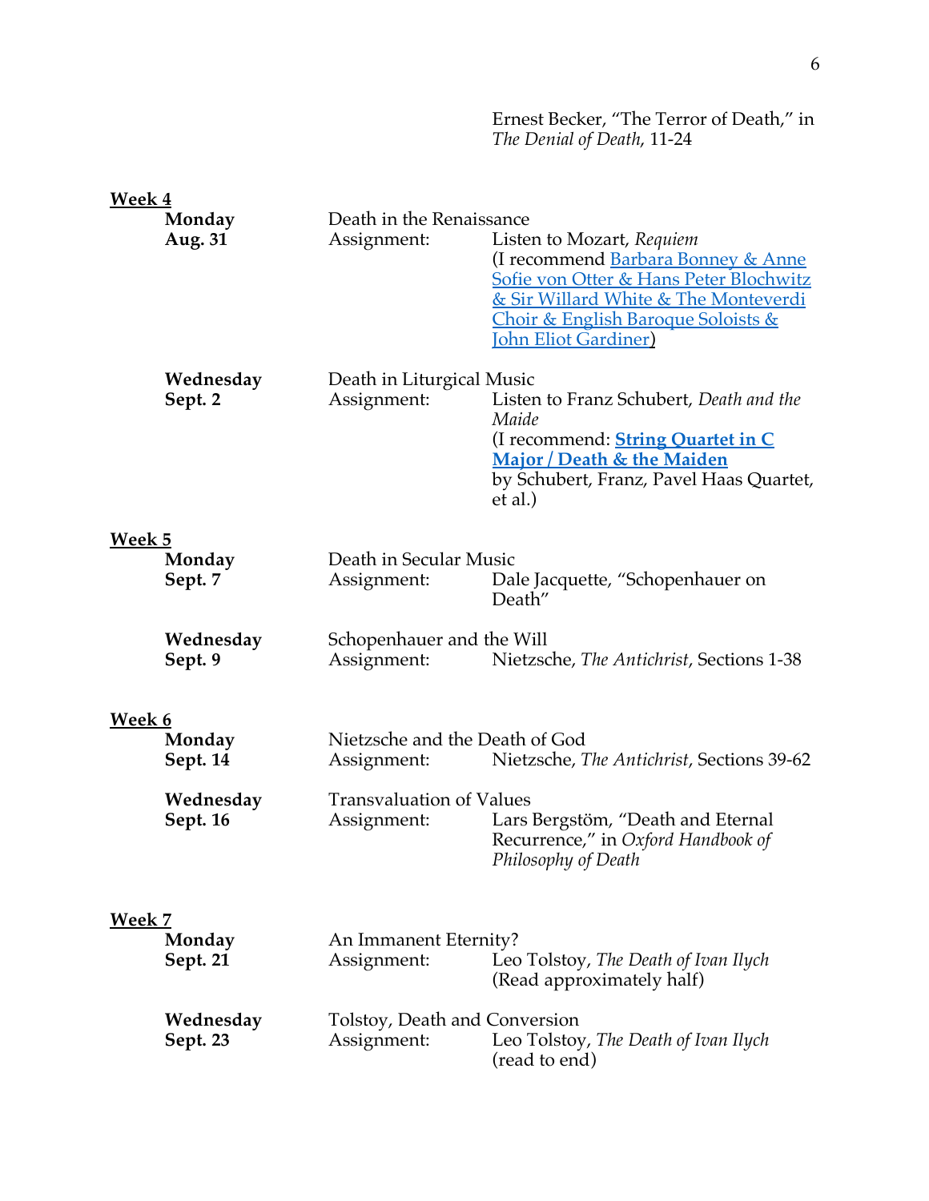Ernest Becker, "The Terror of Death," in *The Denial of Death*, 11-24

**Week 4**

**Monday Aug. 31**
Death in the Renaissance
Assignment: Listen to Mozart, *Requiem* (I recommend Barbara Bonney & Anne Sofie von Otter & Hans Peter Blochwitz & Sir Willard White & The Monteverdi Choir & English Baroque Soloists & John Eliot Gardiner)

**Wednesday Sept. 2**
Death in Liturgical Music
Assignment: Listen to Franz Schubert, *Death and the Maide* (I recommend: **String Quartet in C Major / Death & the Maiden** by Schubert, Franz, Pavel Haas Quartet, et al.)

**Week 5**

**Monday Sept. 7**
Death in Secular Music
Assignment: Dale Jacquette, "Schopenhauer on Death"

**Wednesday Sept. 9**
Schopenhauer and the Will
Assignment: Nietzsche, *The Antichrist*, Sections 1-38

**Week 6**

**Monday Sept. 14**
Nietzsche and the Death of God
Assignment: Nietzsche, *The Antichrist*, Sections 39-62

**Wednesday Sept. 16**
Transvaluation of Values
Assignment: Lars Bergstöm, "Death and Eternal Recurrence," in *Oxford Handbook of Philosophy of Death*

**Week 7**

**Monday Sept. 21**
An Immanent Eternity?
Assignment: Leo Tolstoy, *The Death of Ivan Ilych* (Read approximately half)

**Wednesday Sept. 23**
Tolstoy, Death and Conversion
Assignment: Leo Tolstoy, *The Death of Ivan Ilych* (read to end)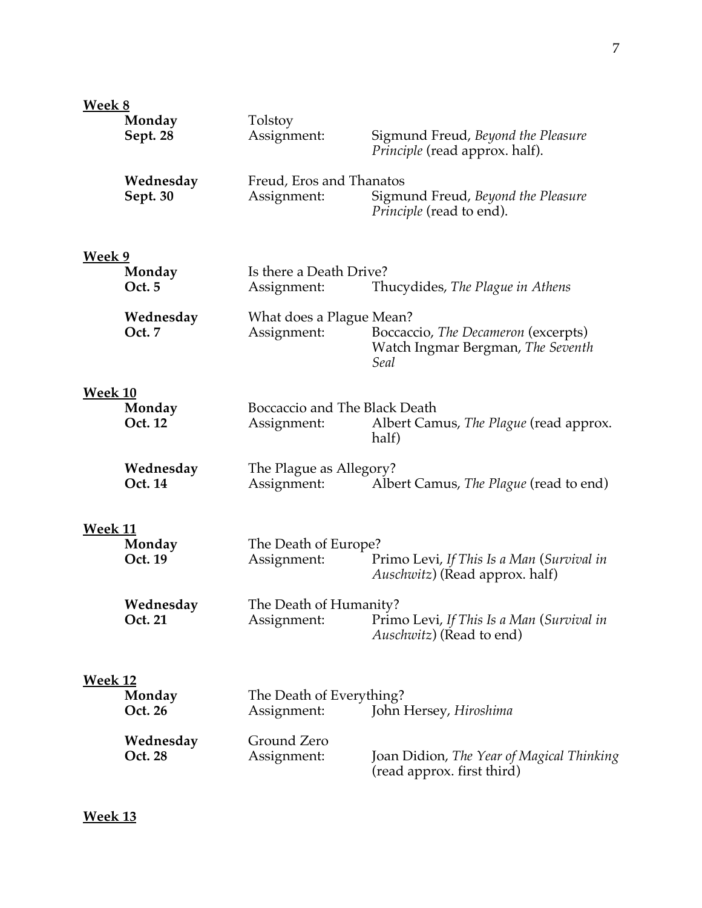**Week 8**

**Monday**
**Sept. 28**
Tolstoy
Assignment: Sigmund Freud, *Beyond the Pleasure Principle* (read approx. half).

**Wednesday**
**Sept. 30**
Freud, Eros and Thanatos
Assignment: Sigmund Freud, *Beyond the Pleasure Principle* (read to end).

**Week 9**

**Monday**
**Oct. 5**
Is there a Death Drive?
Assignment: Thucydides, *The Plague in Athens*

**Wednesday**
**Oct. 7**
What does a Plague Mean?
Assignment: Boccaccio, *The Decameron* (excerpts)
Watch Ingmar Bergman, *The Seventh Seal*

**Week 10**

**Monday**
**Oct. 12**
Boccaccio and The Black Death
Assignment: Albert Camus, *The Plague* (read approx. half)

**Wednesday**
**Oct. 14**
The Plague as Allegory?
Assignment: Albert Camus, *The Plague* (read to end)

**Week 11**

**Monday**
**Oct. 19**
The Death of Europe?
Assignment: Primo Levi, *If This Is a Man* (*Survival in Auschwitz*) (Read approx. half)

**Wednesday**
**Oct. 21**
The Death of Humanity?
Assignment: Primo Levi, *If This Is a Man* (*Survival in Auschwitz*) (Read to end)

**Week 12**

**Monday**
**Oct. 26**
The Death of Everything?
Assignment: John Hersey, *Hiroshima*

**Wednesday**
**Oct. 28**
Ground Zero
Assignment: Joan Didion, *The Year of Magical Thinking* (read approx. first third)

**Week 13**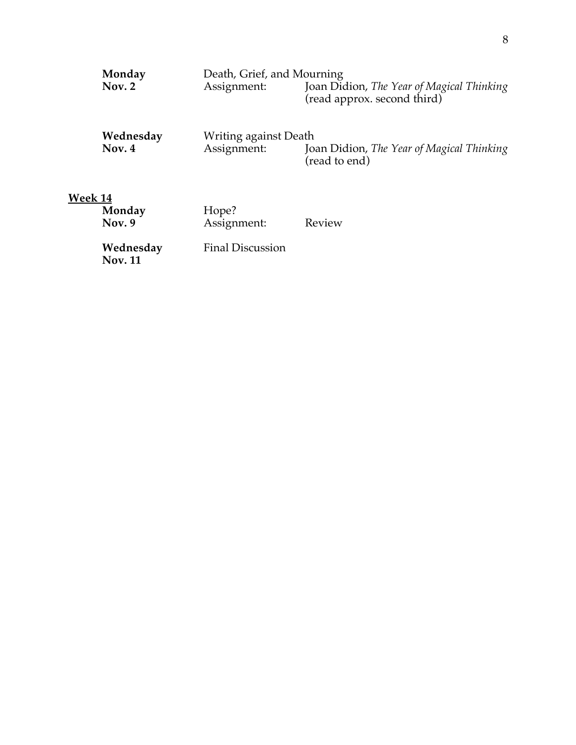**Monday**
**Nov. 2**

Death, Grief, and Mourning
Assignment: Joan Didion, *The Year of Magical Thinking* (read approx. second third)

**Wednesday**
**Nov. 4**

Writing against Death
Assignment: Joan Didion, *The Year of Magical Thinking* (read to end)

**<u>Week 14</u>**

**Monday**
**Nov. 9**

Hope?
Assignment: Review

**Wednesday**
**Nov. 11**

Final Discussion